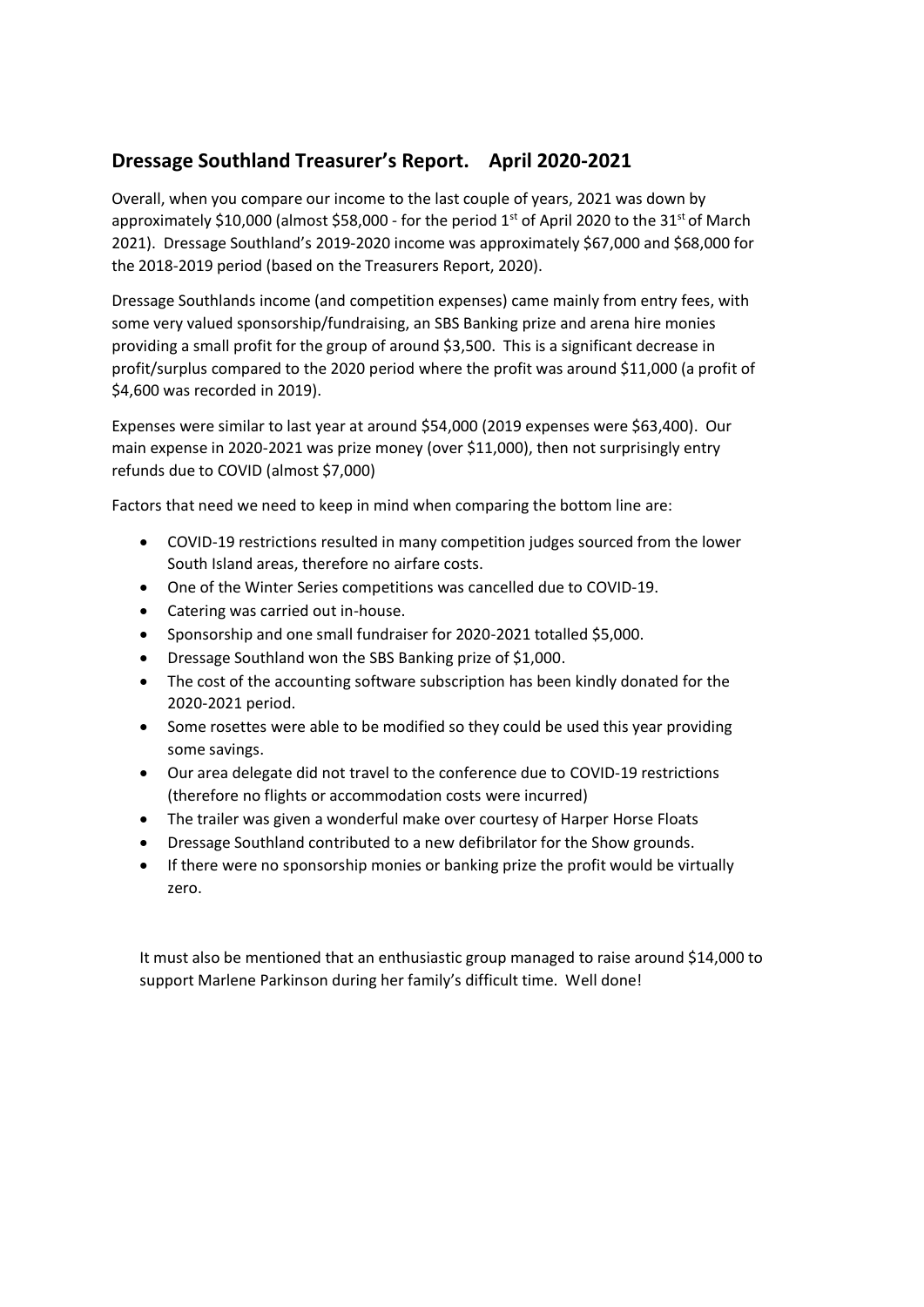## Dressage Southland Treasurer's Report. April 2020-2021

Overall, when you compare our income to the last couple of years, 2021 was down by approximately $10,000 (almost $58,000 - for the period 1st of April 2020 to the 31st of March 2021). Dressage Southland's 2019-2020 income was approximately $67,000 and $68,000 for the 2018-2019 period (based on the Treasurers Report, 2020).

Dressage Southlands income (and competition expenses) came mainly from entry fees, with some very valued sponsorship/fundraising, an SBS Banking prize and arena hire monies providing a small profit for the group of around $3,500. This is a significant decrease in profit/surplus compared to the 2020 period where the profit was around $11,000 (a profit of $4,600 was recorded in 2019).

Expenses were similar to last year at around $54,000 (2019 expenses were $63,400). Our main expense in 2020-2021 was prize money (over $11,000), then not surprisingly entry refunds due to COVID (almost $7,000)

Factors that need we need to keep in mind when comparing the bottom line are:

- COVID-19 restrictions resulted in many competition judges sourced from the lower South Island areas, therefore no airfare costs.
- One of the Winter Series competitions was cancelled due to COVID-19.
- Catering was carried out in-house.
- Sponsorship and one small fundraiser for 2020-2021 totalled $5,000.
- Dressage Southland won the SBS Banking prize of $1,000.
- The cost of the accounting software subscription has been kindly donated for the 2020-2021 period.
- Some rosettes were able to be modified so they could be used this year providing some savings.
- Our area delegate did not travel to the conference due to COVID-19 restrictions (therefore no flights or accommodation costs were incurred)
- The trailer was given a wonderful make over courtesy of Harper Horse Floats
- Dressage Southland contributed to a new defibrilator for the Show grounds.
- If there were no sponsorship monies or banking prize the profit would be virtually zero.

It must also be mentioned that an enthusiastic group managed to raise around $14,000 to support Marlene Parkinson during her family's difficult time. Well done!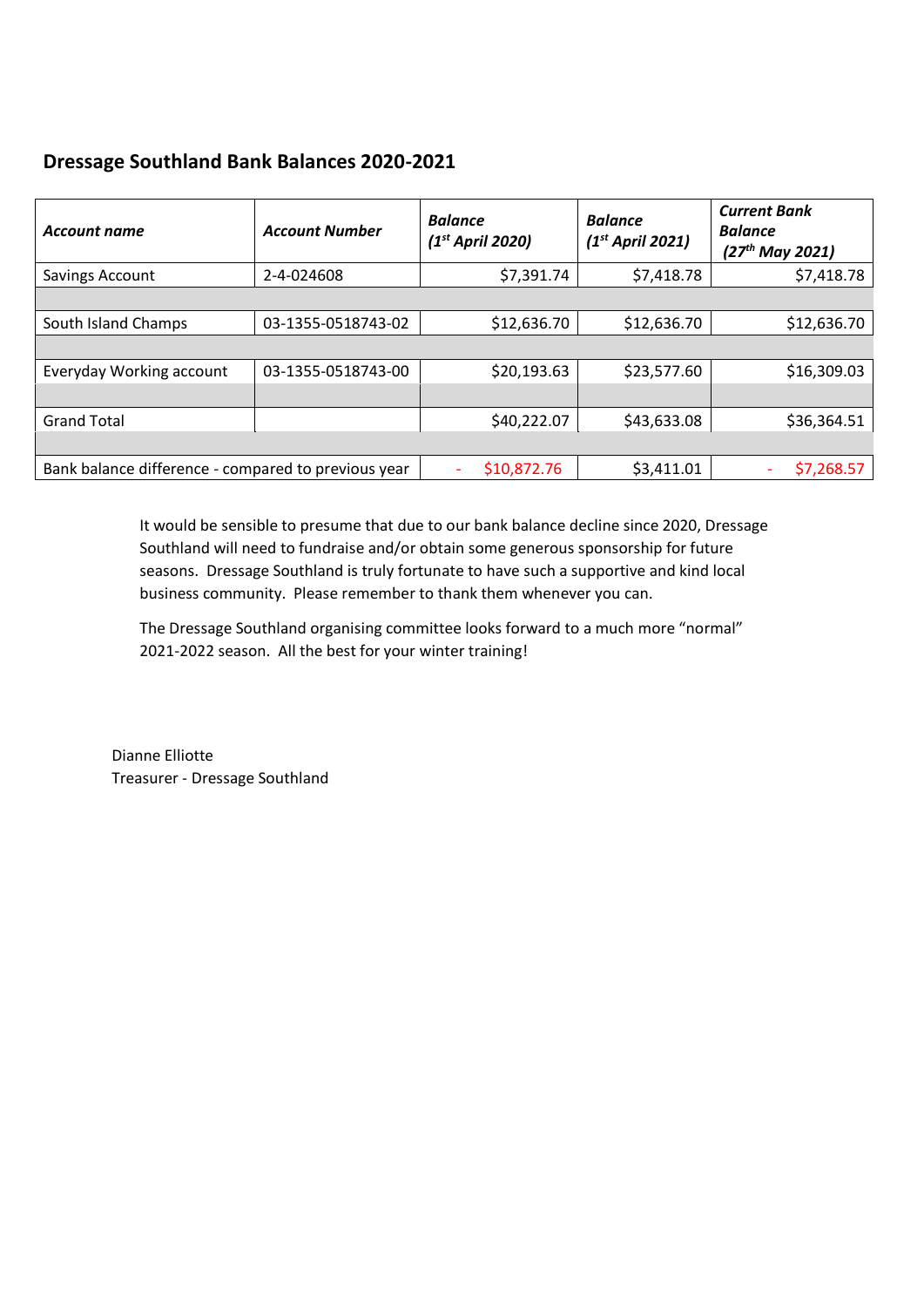## Dressage Southland Bank Balances 2020-2021

| *Account name* | *Account Number* | *Balance (1st April 2020)* | *Balance (1st April 2021)* | *Current Bank Balance (27th May 2021)* |
|---|---|---|---|---|
| Savings Account | 2-4-024608 | $7,391.74 | $7,418.78 | $7,418.78 |
| | | | | |
| South Island Champs | 03-1355-0518743-02 | $12,636.70 | $12,636.70 | $12,636.70 |
| | | | | |
| Everyday Working account | 03-1355-0518743-00 | $20,193.63 | $23,577.60 | $16,309.03 |
| | | | | |
| Grand Total | | $40,222.07 | $43,633.08 | $36,364.51 |
| | | | | |
| Bank balance difference - compared to previous year | | - $10,872.76 | $3,411.01 | - $7,268.57 |

It would be sensible to presume that due to our bank balance decline since 2020, Dressage Southland will need to fundraise and/or obtain some generous sponsorship for future seasons. Dressage Southland is truly fortunate to have such a supportive and kind local business community. Please remember to thank them whenever you can.

The Dressage Southland organising committee looks forward to a much more "normal" 2021-2022 season. All the best for your winter training!

Dianne Elliotte
Treasurer - Dressage Southland